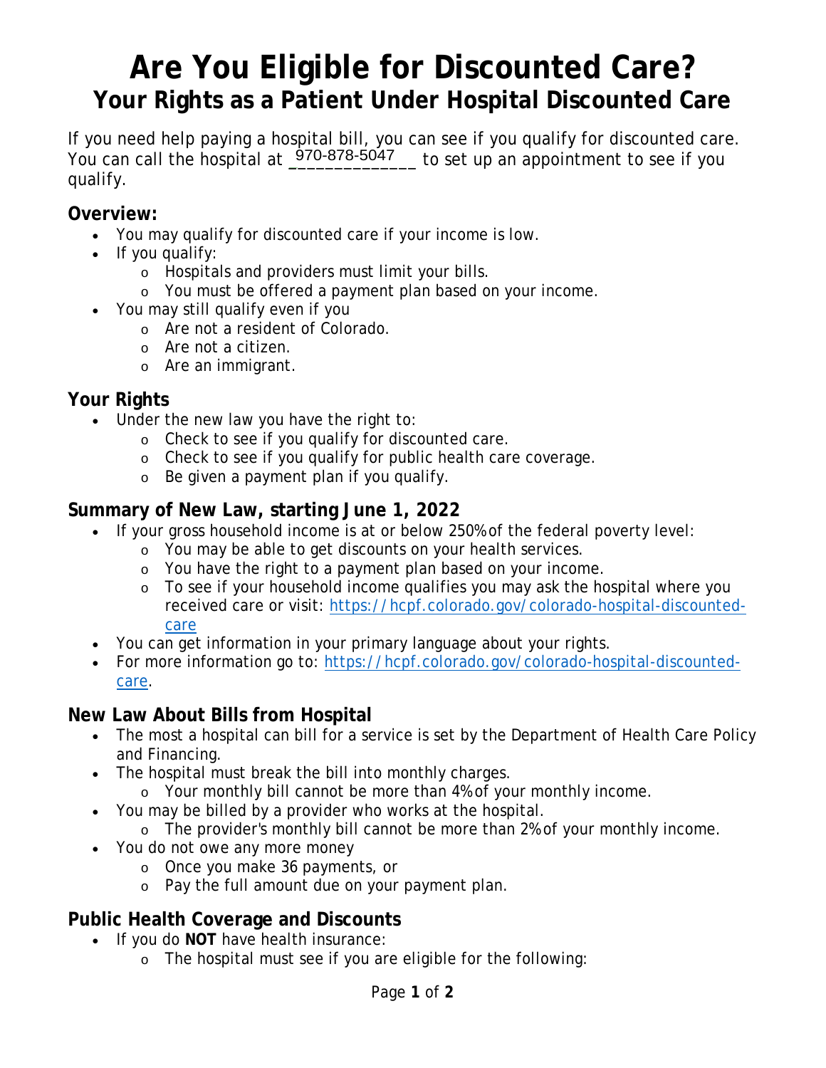# Are You Eligible for Discounted Care?

## Your Rights as a Patient Under Hospital Discounted Care

If you need help paying a hospital bill, you can see if you qualify for discounted care. You can call the hospital at 970-878-5047 to set up an appointment to see if you qualify.

### Overview:

- You may qualify for discounted care if your income is low.
- If you qualify:
  - Hospitals and providers must limit your bills.
  - You must be offered a payment plan based on your income.
- You may still qualify even if you
  - Are not a resident of Colorado.
  - Are not a citizen.
  - Are an immigrant.

### Your Rights

- Under the new law you have the right to:
  - Check to see if you qualify for discounted care.
  - Check to see if you qualify for public health care coverage.
  - Be given a payment plan if you qualify.

### Summary of New Law, starting June 1, 2022

- If your gross household income is at or below 250% of the federal poverty level:
  - You may be able to get discounts on your health services.
  - You have the right to a payment plan based on your income.
  - To see if your household income qualifies you may ask the hospital where you received care or visit: https://hcpf.colorado.gov/colorado-hospital-discounted-care
- You can get information in your primary language about your rights.
- For more information go to: https://hcpf.colorado.gov/colorado-hospital-discounted-care.

### New Law About Bills from Hospital

- The most a hospital can bill for a service is set by the Department of Health Care Policy and Financing.
- The hospital must break the bill into monthly charges.
  - Your monthly bill cannot be more than 4% of your monthly income.
- You may be billed by a provider who works at the hospital.
  - The provider's monthly bill cannot be more than 2% of your monthly income.
- You do not owe any more money
  - Once you make 36 payments, or
  - Pay the full amount due on your payment plan.

### Public Health Coverage and Discounts

- If you do **NOT** have health insurance:
  - The hospital must see if you are eligible for the following: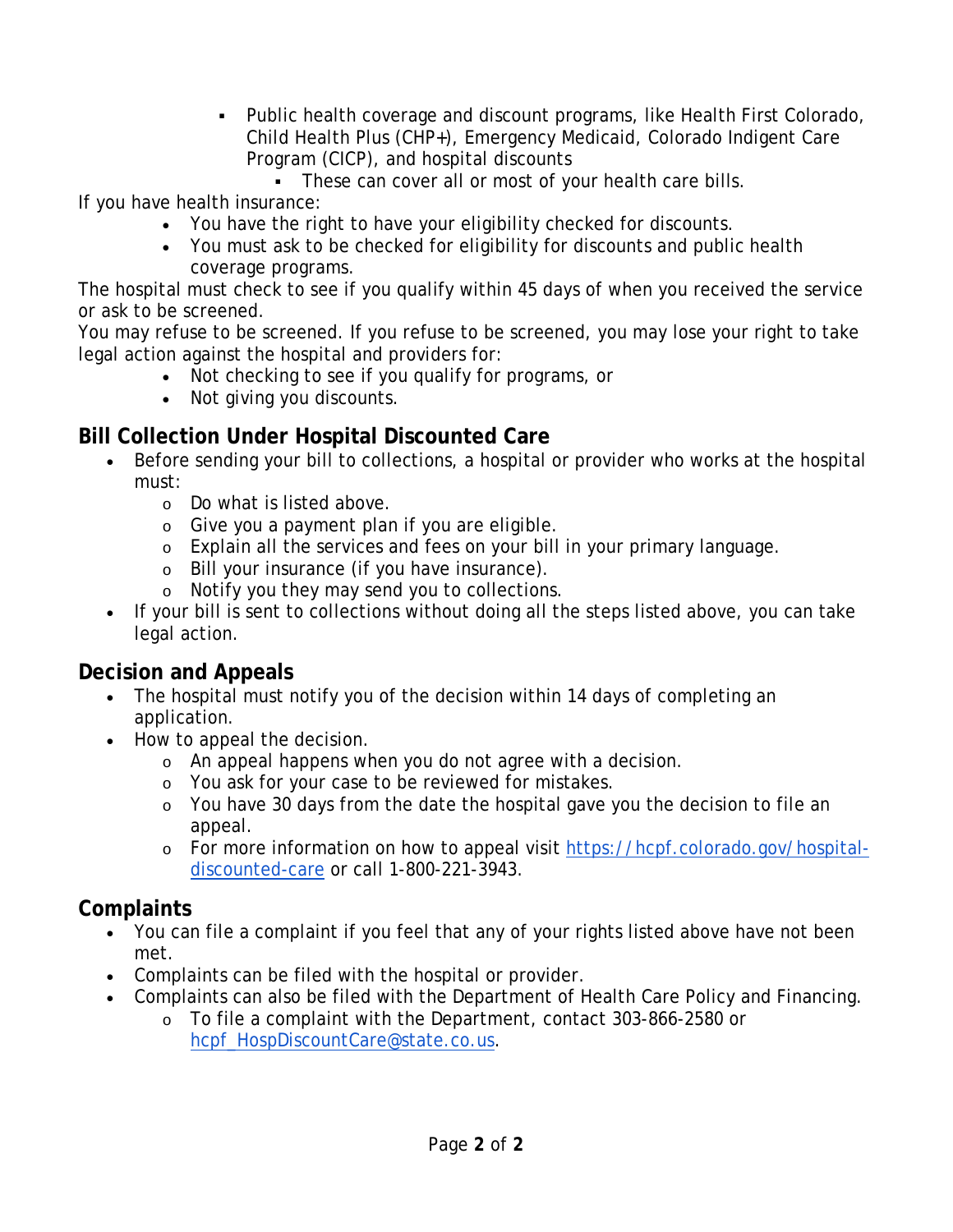- Public health coverage and discount programs, like Health First Colorado, Child Health Plus (CHP+), Emergency Medicaid, Colorado Indigent Care Program (CICP), and hospital discounts
  - These can cover all or most of your health care bills.

If you have health insurance:

- You have the right to have your eligibility checked for discounts.
- You must ask to be checked for eligibility for discounts and public health coverage programs.

The hospital must check to see if you qualify within 45 days of when you received the service or ask to be screened.

You may refuse to be screened. If you refuse to be screened, you may lose your right to take legal action against the hospital and providers for:

- Not checking to see if you qualify for programs, or
- Not giving you discounts.

## Bill Collection Under Hospital Discounted Care

- Before sending your bill to collections, a hospital or provider who works at the hospital must:
  - Do what is listed above.
  - Give you a payment plan if you are eligible.
  - Explain all the services and fees on your bill in your primary language.
  - Bill your insurance (if you have insurance).
  - Notify you they may send you to collections.
- If your bill is sent to collections without doing all the steps listed above, you can take legal action.

## Decision and Appeals

- The hospital must notify you of the decision within 14 days of completing an application.
- How to appeal the decision.
  - An appeal happens when you do not agree with a decision.
  - You ask for your case to be reviewed for mistakes.
  - You have 30 days from the date the hospital gave you the decision to file an appeal.
  - For more information on how to appeal visit [https://hcpf.colorado.gov/hospital-discounted-care](https://hcpf.colorado.gov/hospital-discounted-care) or call 1-800-221-3943.

## Complaints

- You can file a complaint if you feel that any of your rights listed above have not been met.
- Complaints can be filed with the hospital or provider.
- Complaints can also be filed with the Department of Health Care Policy and Financing.
  - To file a complaint with the Department, contact 303-866-2580 or [hcpf_HospDiscountCare@state.co.us](mailto:hcpf_HospDiscountCare@state.co.us).